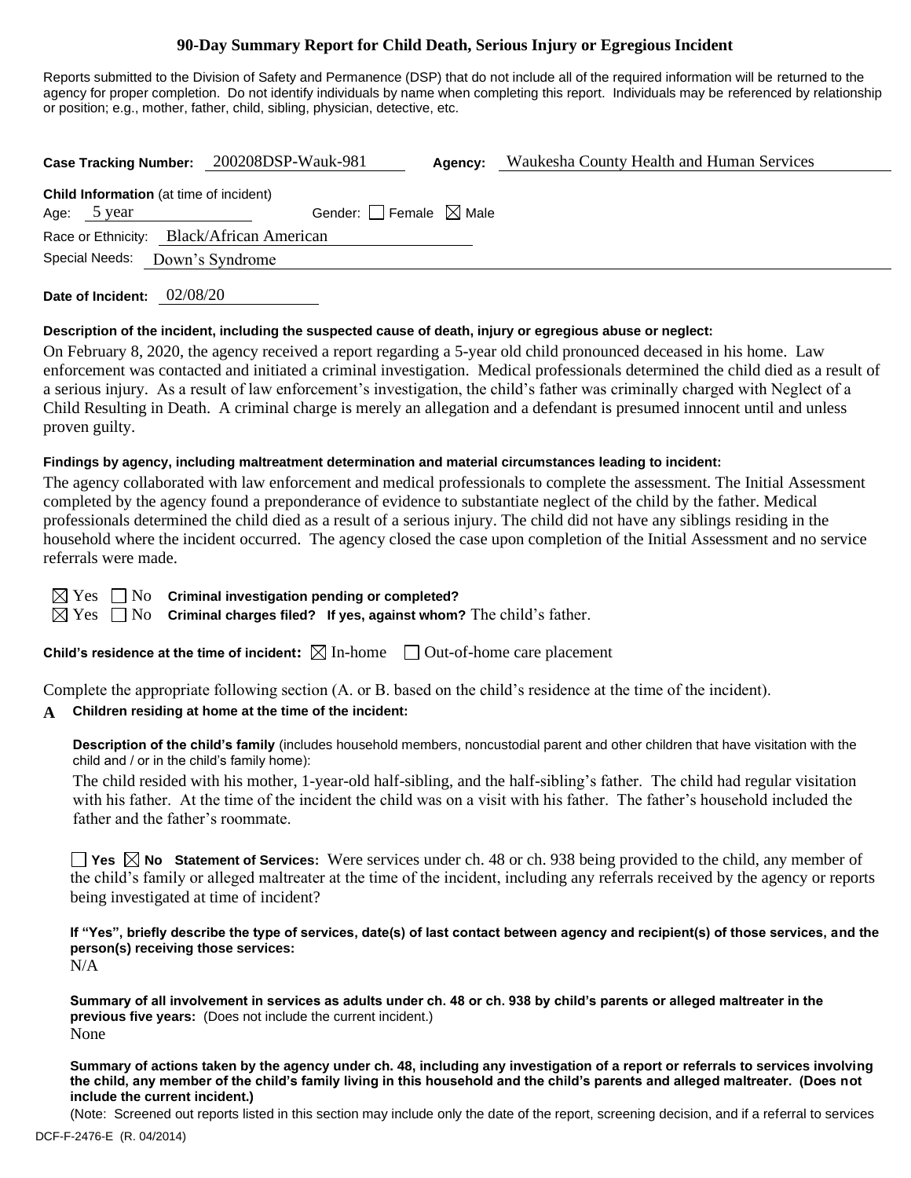# 90-Day Summary Report for Child Death, Serious Injury or Egregious Incident

Reports submitted to the Division of Safety and Permanence (DSP) that do not include all of the required information will be returned to the agency for proper completion. Do not identify individuals by name when completing this report. Individuals may be referenced by relationship or position; e.g., mother, father, child, sibling, physician, detective, etc.

**Case Tracking Number:** 200208DSP-Wauk-981 **Agency:** Waukesha County Health and Human Services

**Child Information** (at time of incident)

Age: 5 year Gender: ☐ Female ☒ Male

Race or Ethnicity: Black/African American

Special Needs: Down's Syndrome

**Date of Incident:** 02/08/20

**Description of the incident, including the suspected cause of death, injury or egregious abuse or neglect:**

On February 8, 2020, the agency received a report regarding a 5-year old child pronounced deceased in his home. Law enforcement was contacted and initiated a criminal investigation. Medical professionals determined the child died as a result of a serious injury. As a result of law enforcement's investigation, the child's father was criminally charged with Neglect of a Child Resulting in Death. A criminal charge is merely an allegation and a defendant is presumed innocent until and unless proven guilty.

**Findings by agency, including maltreatment determination and material circumstances leading to incident:**

The agency collaborated with law enforcement and medical professionals to complete the assessment. The Initial Assessment completed by the agency found a preponderance of evidence to substantiate neglect of the child by the father. Medical professionals determined the child died as a result of a serious injury. The child did not have any siblings residing in the household where the incident occurred. The agency closed the case upon completion of the Initial Assessment and no service referrals were made.

☒ Yes ☐ No **Criminal investigation pending or completed?**

☒ Yes ☐ No **Criminal charges filed? If yes, against whom?** The child's father.

**Child's residence at the time of incident:** ☒ In-home ☐ Out-of-home care placement

Complete the appropriate following section (A. or B. based on the child's residence at the time of the incident).

**A Children residing at home at the time of the incident:**

**Description of the child's family** (includes household members, noncustodial parent and other children that have visitation with the child and / or in the child's family home):

The child resided with his mother, 1-year-old half-sibling, and the half-sibling's father. The child had regular visitation with his father. At the time of the incident the child was on a visit with his father. The father's household included the father and the father's roommate.

☐ **Yes** ☒ **No Statement of Services:** Were services under ch. 48 or ch. 938 being provided to the child, any member of the child's family or alleged maltreater at the time of the incident, including any referrals received by the agency or reports being investigated at time of incident?

**If "Yes", briefly describe the type of services, date(s) of last contact between agency and recipient(s) of those services, and the person(s) receiving those services:**

N/A

**Summary of all involvement in services as adults under ch. 48 or ch. 938 by child's parents or alleged maltreater in the previous five years:** (Does not include the current incident.)

None

**Summary of actions taken by the agency under ch. 48, including any investigation of a report or referrals to services involving the child, any member of the child's family living in this household and the child's parents and alleged maltreater. (Does not include the current incident.)**

(Note: Screened out reports listed in this section may include only the date of the report, screening decision, and if a referral to services

DCF-F-2476-E (R. 04/2014)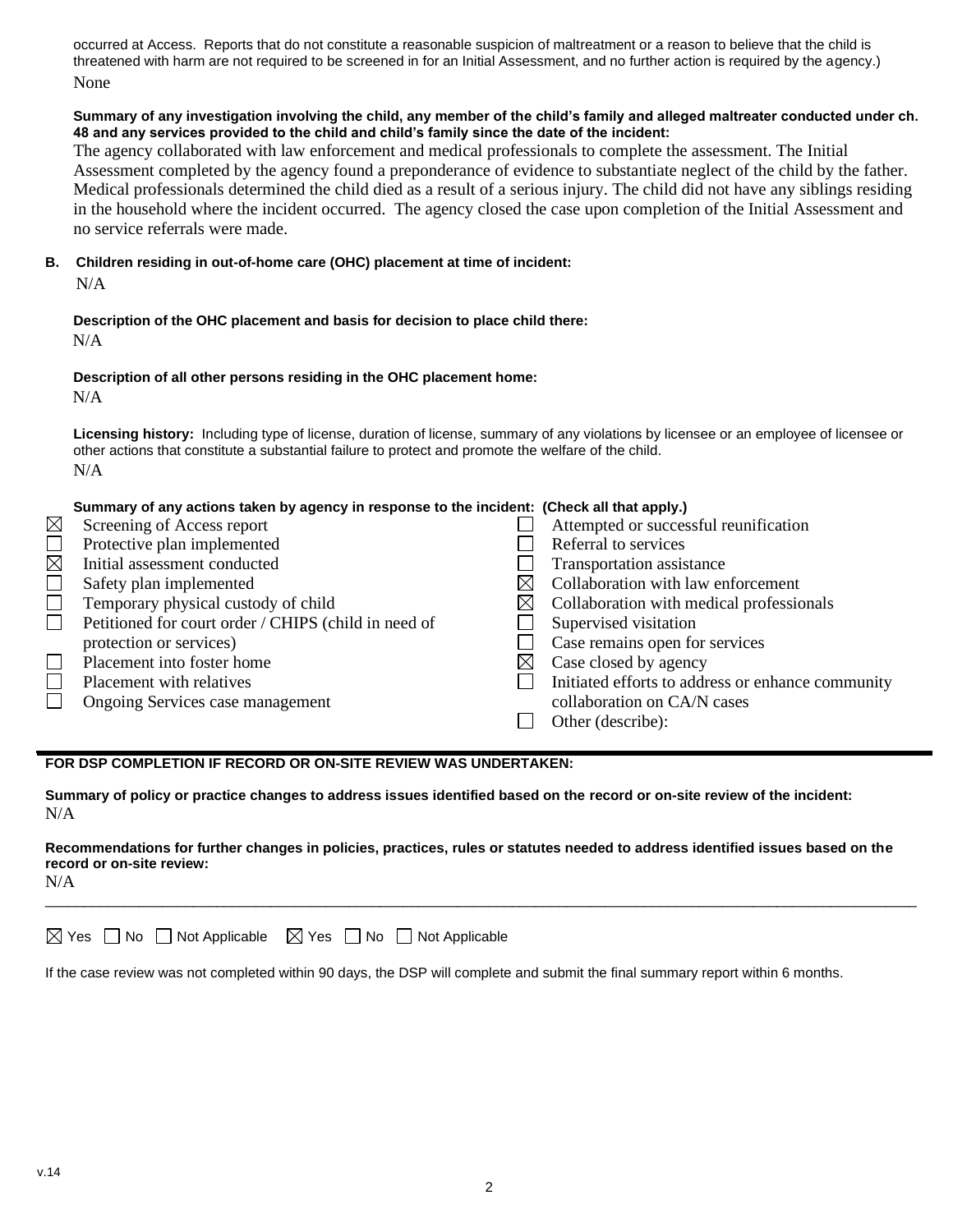occurred at Access. Reports that do not constitute a reasonable suspicion of maltreatment or a reason to believe that the child is threatened with harm are not required to be screened in for an Initial Assessment, and no further action is required by the agency.)

None

**Summary of any investigation involving the child, any member of the child's family and alleged maltreater conducted under ch. 48 and any services provided to the child and child's family since the date of the incident:**

The agency collaborated with law enforcement and medical professionals to complete the assessment. The Initial Assessment completed by the agency found a preponderance of evidence to substantiate neglect of the child by the father. Medical professionals determined the child died as a result of a serious injury. The child did not have any siblings residing in the household where the incident occurred. The agency closed the case upon completion of the Initial Assessment and no service referrals were made.

**B. Children residing in out-of-home care (OHC) placement at time of incident:**

N/A

**Description of the OHC placement and basis for decision to place child there:**

N/A

**Description of all other persons residing in the OHC placement home:**

N/A

**Licensing history:** Including type of license, duration of license, summary of any violations by licensee or an employee of licensee or other actions that constitute a substantial failure to protect and promote the welfare of the child.

N/A

**Summary of any actions taken by agency in response to the incident: (Check all that apply.)**

- ☒ Screening of Access report
- ☐ Protective plan implemented
- ☒ Initial assessment conducted
- ☐ Safety plan implemented
- ☐ Temporary physical custody of child
- ☐ Petitioned for court order / CHIPS (child in need of protection or services)
- ☐ Placement into foster home
- ☐ Placement with relatives
- ☐ Ongoing Services case management
- ☐ Attempted or successful reunification
- ☐ Referral to services
- ☐ Transportation assistance
- ☒ Collaboration with law enforcement
- ☒ Collaboration with medical professionals
- ☐ Supervised visitation
- ☐ Case remains open for services
- ☒ Case closed by agency
- ☐ Initiated efforts to address or enhance community collaboration on CA/N cases
- ☐ Other (describe):

**FOR DSP COMPLETION IF RECORD OR ON-SITE REVIEW WAS UNDERTAKEN:**

**Summary of policy or practice changes to address issues identified based on the record or on-site review of the incident:**

N/A

**Recommendations for further changes in policies, practices, rules or statutes needed to address identified issues based on the record or on-site review:**

N/A

---

☒ Yes ☐ No ☐ Not Applicable ☒ Yes ☐ No ☐ Not Applicable

If the case review was not completed within 90 days, the DSP will complete and submit the final summary report within 6 months.

v.14